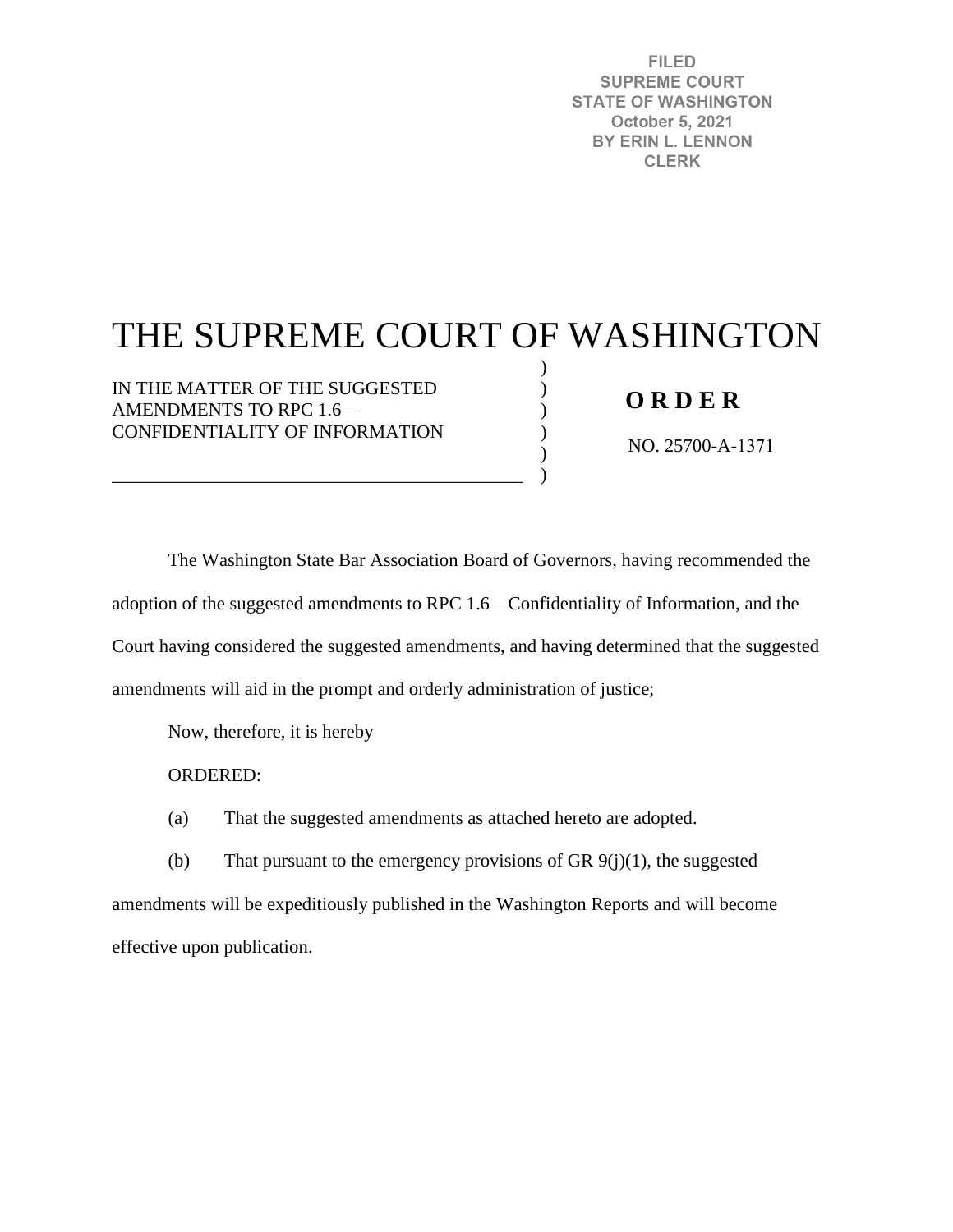FILED
SUPREME COURT
STATE OF WASHINGTON
October 5, 2021
BY ERIN L. LENNON
CLERK

# THE SUPREME COURT OF WASHINGTON

IN THE MATTER OF THE SUGGESTED AMENDMENTS TO RPC 1.6—CONFIDENTIALITY OF INFORMATION

**O R D E R**

NO. 25700-A-1371

The Washington State Bar Association Board of Governors, having recommended the adoption of the suggested amendments to RPC 1.6—Confidentiality of Information, and the Court having considered the suggested amendments, and having determined that the suggested amendments will aid in the prompt and orderly administration of justice;

Now, therefore, it is hereby

ORDERED:

(a) That the suggested amendments as attached hereto are adopted.

(b) That pursuant to the emergency provisions of GR 9(j)(1), the suggested amendments will be expeditiously published in the Washington Reports and will become effective upon publication.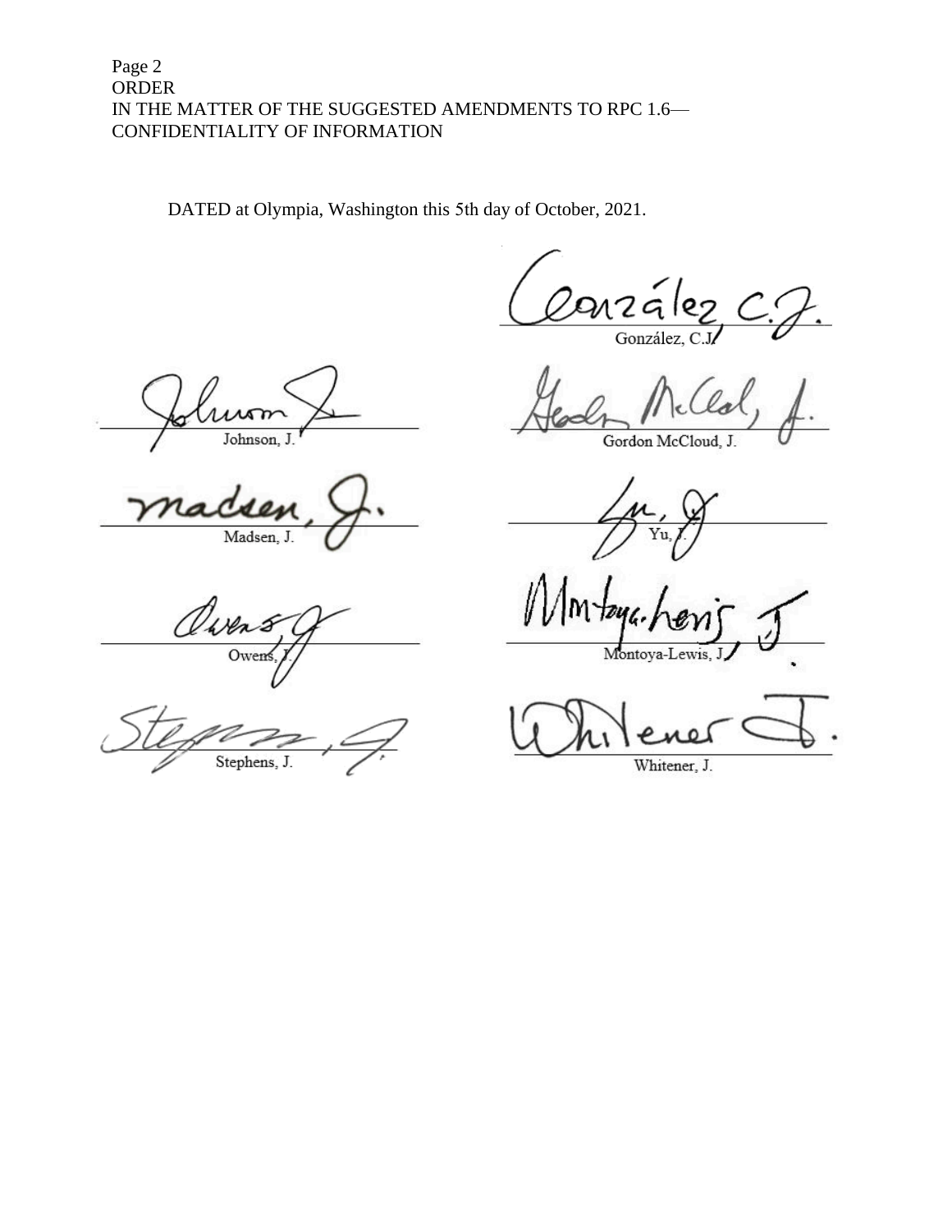DATED at Olympia, Washington this 5th day of October, 2021.

González, C.J.

Johnson, J.

Gordon McCloud, J.

Madsen, J.

Yu, J.

Owens, J.

Montoya-Lewis, J.

Stephens, J.

Whitener, J.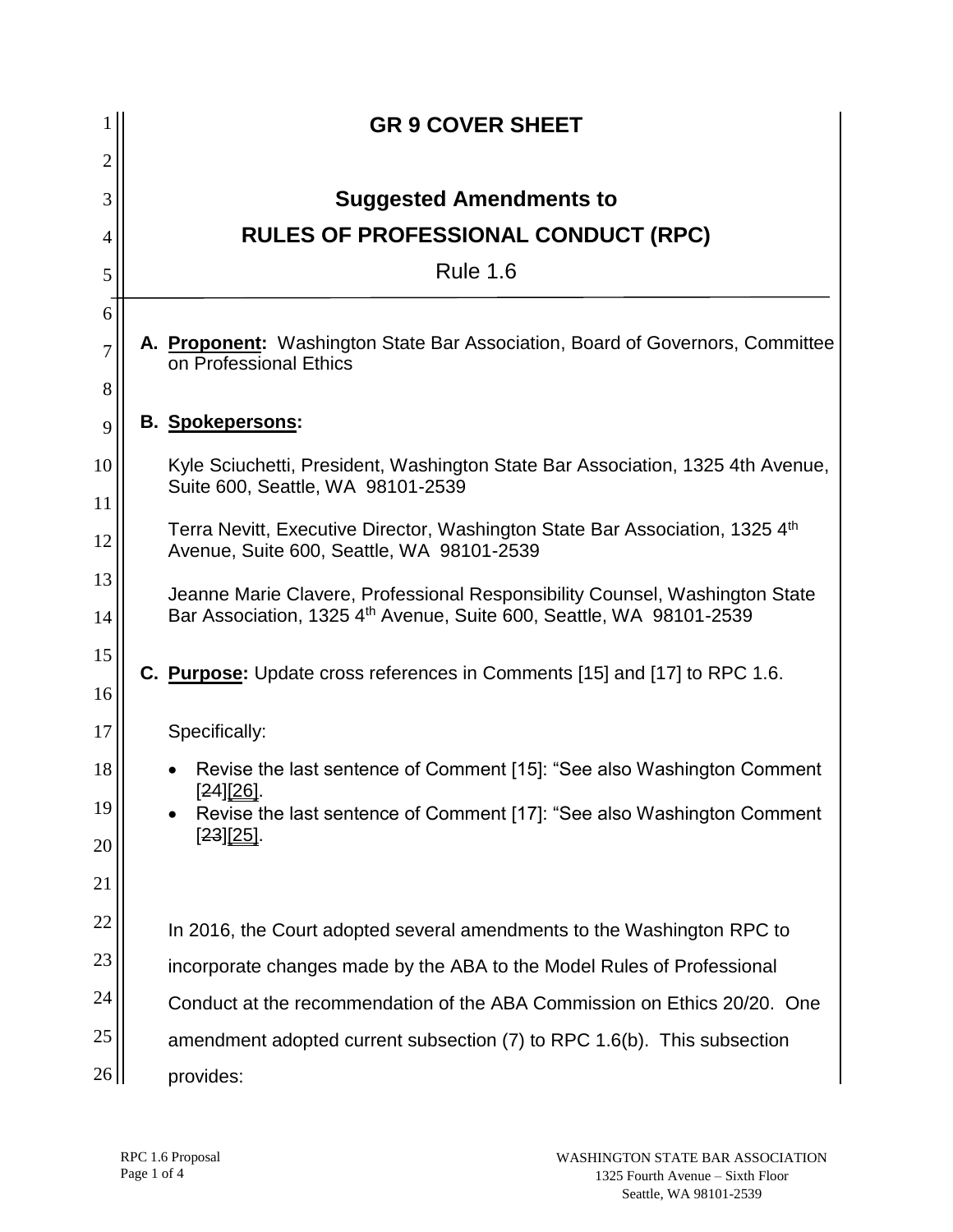# GR 9 COVER SHEET

## Suggested Amendments to

## RULES OF PROFESSIONAL CONDUCT (RPC)

Rule 1.6

**A. Proponent:** Washington State Bar Association, Board of Governors, Committee on Professional Ethics

**B. Spokepersons:**

Kyle Sciuchetti, President, Washington State Bar Association, 1325 4th Avenue, Suite 600, Seattle, WA 98101-2539

Terra Nevitt, Executive Director, Washington State Bar Association, 1325 4th Avenue, Suite 600, Seattle, WA 98101-2539

Jeanne Marie Clavere, Professional Responsibility Counsel, Washington State Bar Association, 1325 4th Avenue, Suite 600, Seattle, WA 98101-2539

**C. Purpose:** Update cross references in Comments [15] and [17] to RPC 1.6.

Specifically:

- Revise the last sentence of Comment [15]: "See also Washington Comment [~~24~~][26].
- Revise the last sentence of Comment [17]: "See also Washington Comment [~~23~~][25].

In 2016, the Court adopted several amendments to the Washington RPC to incorporate changes made by the ABA to the Model Rules of Professional Conduct at the recommendation of the ABA Commission on Ethics 20/20. One amendment adopted current subsection (7) to RPC 1.6(b). This subsection provides: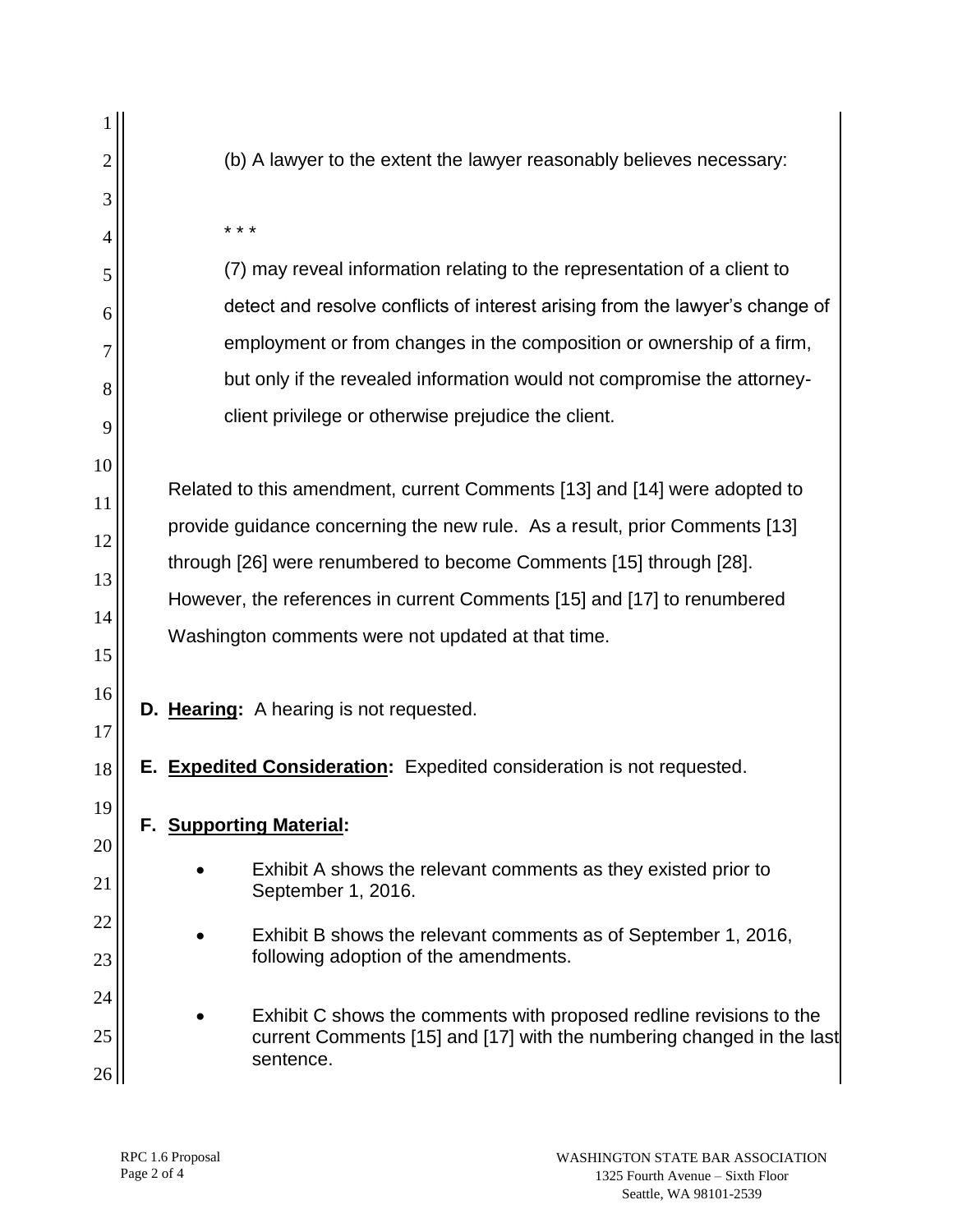(b) A lawyer to the extent the lawyer reasonably believes necessary:

* * *

(7) may reveal information relating to the representation of a client to detect and resolve conflicts of interest arising from the lawyer's change of employment or from changes in the composition or ownership of a firm, but only if the revealed information would not compromise the attorney-client privilege or otherwise prejudice the client.

Related to this amendment, current Comments [13] and [14] were adopted to provide guidance concerning the new rule. As a result, prior Comments [13] through [26] were renumbered to become Comments [15] through [28]. However, the references in current Comments [15] and [17] to renumbered Washington comments were not updated at that time.

**D. <u>Hearing</u>:** A hearing is not requested.

**E. <u>Expedited Consideration</u>:** Expedited consideration is not requested.

**F. <u>Supporting Material</u>:**

- Exhibit A shows the relevant comments as they existed prior to September 1, 2016.
- Exhibit B shows the relevant comments as of September 1, 2016, following adoption of the amendments.
- Exhibit C shows the comments with proposed redline revisions to the current Comments [15] and [17] with the numbering changed in the last sentence.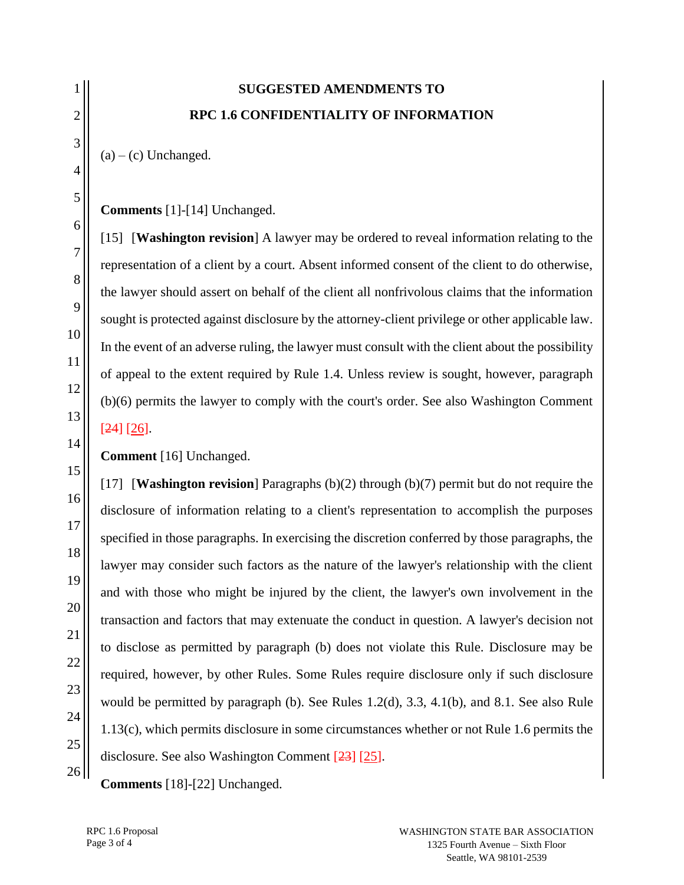**SUGGESTED AMENDMENTS TO**

**RPC 1.6 CONFIDENTIALITY OF INFORMATION**

(a) – (c) Unchanged.

**Comments** [1]-[14] Unchanged.

[15] [**Washington revision**] A lawyer may be ordered to reveal information relating to the representation of a client by a court. Absent informed consent of the client to do otherwise, the lawyer should assert on behalf of the client all nonfrivolous claims that the information sought is protected against disclosure by the attorney-client privilege or other applicable law. In the event of an adverse ruling, the lawyer must consult with the client about the possibility of appeal to the extent required by Rule 1.4. Unless review is sought, however, paragraph (b)(6) permits the lawyer to comply with the court's order. See also Washington Comment ~~[24]~~ [26].

**Comment** [16] Unchanged.

[17] [**Washington revision**] Paragraphs (b)(2) through (b)(7) permit but do not require the disclosure of information relating to a client's representation to accomplish the purposes specified in those paragraphs. In exercising the discretion conferred by those paragraphs, the lawyer may consider such factors as the nature of the lawyer's relationship with the client and with those who might be injured by the client, the lawyer's own involvement in the transaction and factors that may extenuate the conduct in question. A lawyer's decision not to disclose as permitted by paragraph (b) does not violate this Rule. Disclosure may be required, however, by other Rules. Some Rules require disclosure only if such disclosure would be permitted by paragraph (b). See Rules 1.2(d), 3.3, 4.1(b), and 8.1. See also Rule 1.13(c), which permits disclosure in some circumstances whether or not Rule 1.6 permits the disclosure. See also Washington Comment ~~[23]~~ [25].

**Comments** [18]-[22] Unchanged.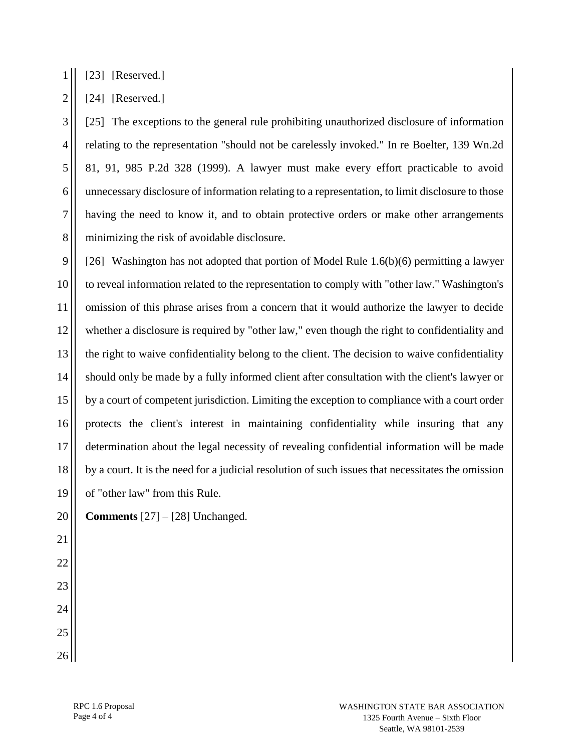[23] [Reserved.]

[24] [Reserved.]

[25] The exceptions to the general rule prohibiting unauthorized disclosure of information relating to the representation "should not be carelessly invoked." In re Boelter, 139 Wn.2d 81, 91, 985 P.2d 328 (1999). A lawyer must make every effort practicable to avoid unnecessary disclosure of information relating to a representation, to limit disclosure to those having the need to know it, and to obtain protective orders or make other arrangements minimizing the risk of avoidable disclosure.

[26] Washington has not adopted that portion of Model Rule 1.6(b)(6) permitting a lawyer to reveal information related to the representation to comply with "other law." Washington's omission of this phrase arises from a concern that it would authorize the lawyer to decide whether a disclosure is required by "other law," even though the right to confidentiality and the right to waive confidentiality belong to the client. The decision to waive confidentiality should only be made by a fully informed client after consultation with the client's lawyer or by a court of competent jurisdiction. Limiting the exception to compliance with a court order protects the client's interest in maintaining confidentiality while insuring that any determination about the legal necessity of revealing confidential information will be made by a court. It is the need for a judicial resolution of such issues that necessitates the omission of "other law" from this Rule.

**Comments** [27] – [28] Unchanged.